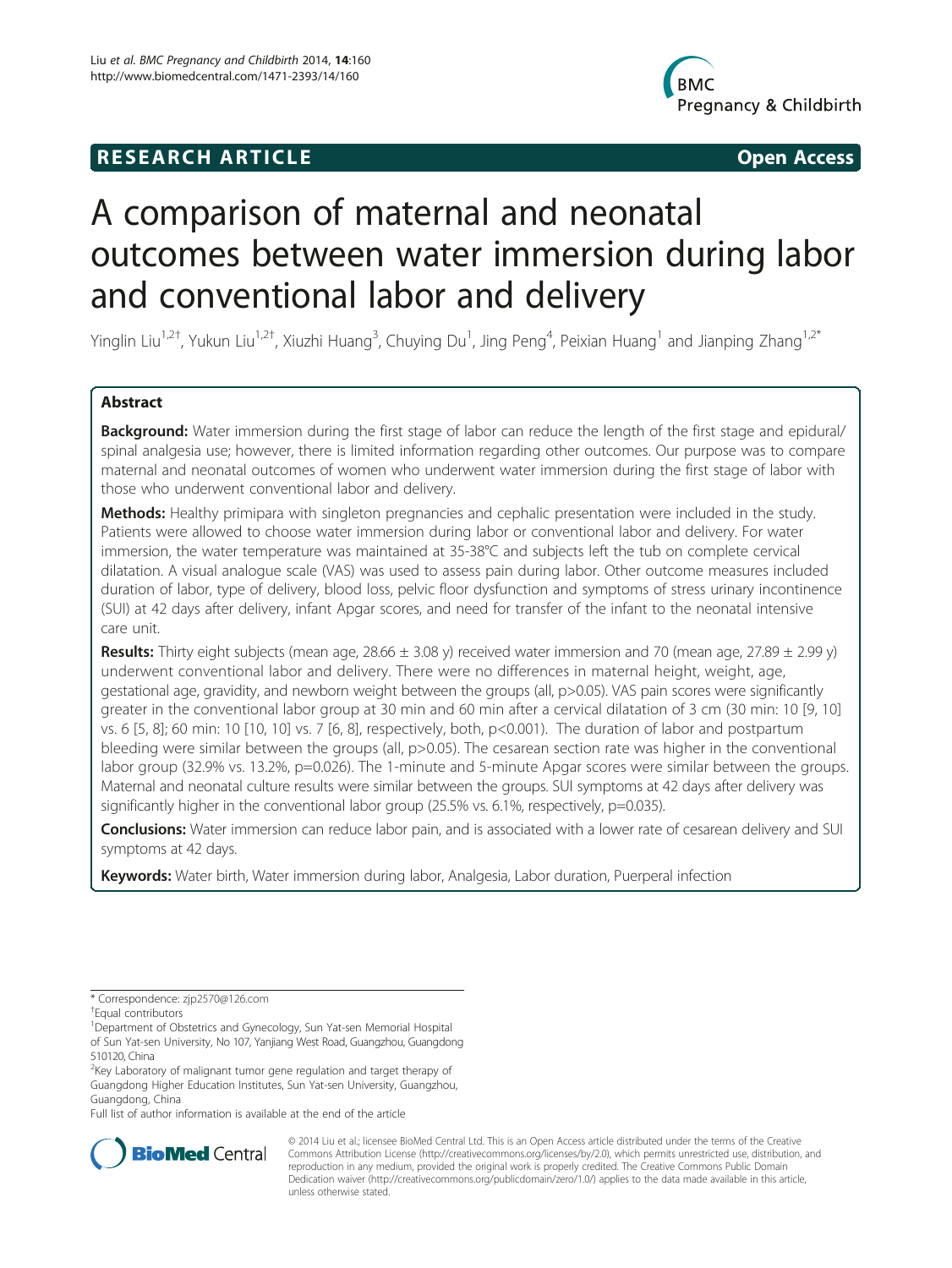RESEARCH ARTICLE | Open Access

# A comparison of maternal and neonatal outcomes between water immersion during labor and conventional labor and delivery

Yinglin Liu[1,2†], Yukun Liu[1,2†], Xiuzhi Huang[3], Chuying Du[1], Jing Peng[4], Peixian Huang[1] and Jianping Zhang[1,2*]

## Abstract

**Background:** Water immersion during the first stage of labor can reduce the length of the first stage and epidural/spinal analgesia use; however, there is limited information regarding other outcomes. Our purpose was to compare maternal and neonatal outcomes of women who underwent water immersion during the first stage of labor with those who underwent conventional labor and delivery.

**Methods:** Healthy primipara with singleton pregnancies and cephalic presentation were included in the study. Patients were allowed to choose water immersion during labor or conventional labor and delivery. For water immersion, the water temperature was maintained at 35-38°C and subjects left the tub on complete cervical dilatation. A visual analogue scale (VAS) was used to assess pain during labor. Other outcome measures included duration of labor, type of delivery, blood loss, pelvic floor dysfunction and symptoms of stress urinary incontinence (SUI) at 42 days after delivery, infant Apgar scores, and need for transfer of the infant to the neonatal intensive care unit.

**Results:** Thirty eight subjects (mean age, 28.66 ± 3.08 y) received water immersion and 70 (mean age, 27.89 ± 2.99 y) underwent conventional labor and delivery. There were no differences in maternal height, weight, age, gestational age, gravidity, and newborn weight between the groups (all, p>0.05). VAS pain scores were significantly greater in the conventional labor group at 30 min and 60 min after a cervical dilatation of 3 cm (30 min: 10 [9, 10] vs. 6 [5, 8]; 60 min: 10 [10, 10] vs. 7 [6, 8], respectively, both, p<0.001). The duration of labor and postpartum bleeding were similar between the groups (all, p>0.05). The cesarean section rate was higher in the conventional labor group (32.9% vs. 13.2%, p=0.026). The 1-minute and 5-minute Apgar scores were similar between the groups. Maternal and neonatal culture results were similar between the groups. SUI symptoms at 42 days after delivery was significantly higher in the conventional labor group (25.5% vs. 6.1%, respectively, p=0.035).

**Conclusions:** Water immersion can reduce labor pain, and is associated with a lower rate of cesarean delivery and SUI symptoms at 42 days.

**Keywords:** Water birth, Water immersion during labor, Analgesia, Labor duration, Puerperal infection

---

\* Correspondence: zjp2570@126.com

†Equal contributors

[1]Department of Obstetrics and Gynecology, Sun Yat-sen Memorial Hospital of Sun Yat-sen University, No 107, Yanjiang West Road, Guangzhou, Guangdong 510120, China

[2]Key Laboratory of malignant tumor gene regulation and target therapy of Guangdong Higher Education Institutes, Sun Yat-sen University, Guangzhou, Guangdong, China

Full list of author information is available at the end of the article

© 2014 Liu et al.; licensee BioMed Central Ltd. This is an Open Access article distributed under the terms of the Creative Commons Attribution License (http://creativecommons.org/licenses/by/2.0), which permits unrestricted use, distribution, and reproduction in any medium, provided the original work is properly credited. The Creative Commons Public Domain Dedication waiver (http://creativecommons.org/publicdomain/zero/1.0/) applies to the data made available in this article, unless otherwise stated.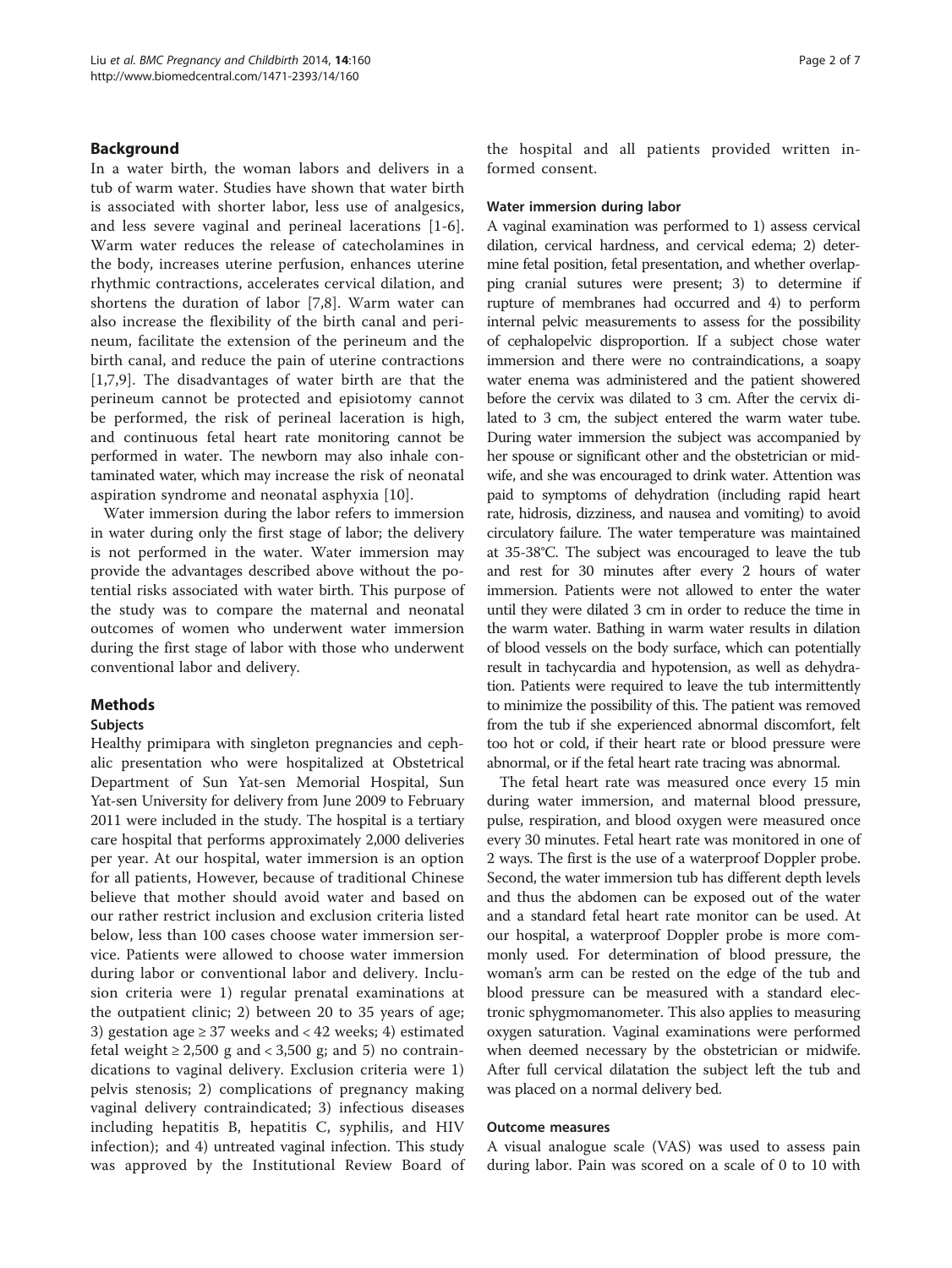## Background

In a water birth, the woman labors and delivers in a tub of warm water. Studies have shown that water birth is associated with shorter labor, less use of analgesics, and less severe vaginal and perineal lacerations [1-6]. Warm water reduces the release of catecholamines in the body, increases uterine perfusion, enhances uterine rhythmic contractions, accelerates cervical dilation, and shortens the duration of labor [7,8]. Warm water can also increase the flexibility of the birth canal and perineum, facilitate the extension of the perineum and the birth canal, and reduce the pain of uterine contractions [1,7,9]. The disadvantages of water birth are that the perineum cannot be protected and episiotomy cannot be performed, the risk of perineal laceration is high, and continuous fetal heart rate monitoring cannot be performed in water. The newborn may also inhale contaminated water, which may increase the risk of neonatal aspiration syndrome and neonatal asphyxia [10].

Water immersion during the labor refers to immersion in water during only the first stage of labor; the delivery is not performed in the water. Water immersion may provide the advantages described above without the potential risks associated with water birth. This purpose of the study was to compare the maternal and neonatal outcomes of women who underwent water immersion during the first stage of labor with those who underwent conventional labor and delivery.

## Methods

### Subjects

Healthy primipara with singleton pregnancies and cephalic presentation who were hospitalized at Obstetrical Department of Sun Yat-sen Memorial Hospital, Sun Yat-sen University for delivery from June 2009 to February 2011 were included in the study. The hospital is a tertiary care hospital that performs approximately 2,000 deliveries per year. At our hospital, water immersion is an option for all patients, However, because of traditional Chinese believe that mother should avoid water and based on our rather restrict inclusion and exclusion criteria listed below, less than 100 cases choose water immersion service. Patients were allowed to choose water immersion during labor or conventional labor and delivery. Inclusion criteria were 1) regular prenatal examinations at the outpatient clinic; 2) between 20 to 35 years of age; 3) gestation age ≥ 37 weeks and < 42 weeks; 4) estimated fetal weight ≥ 2,500 g and < 3,500 g; and 5) no contraindications to vaginal delivery. Exclusion criteria were 1) pelvis stenosis; 2) complications of pregnancy making vaginal delivery contraindicated; 3) infectious diseases including hepatitis B, hepatitis C, syphilis, and HIV infection); and 4) untreated vaginal infection. This study was approved by the Institutional Review Board of the hospital and all patients provided written informed consent.

### Water immersion during labor

A vaginal examination was performed to 1) assess cervical dilation, cervical hardness, and cervical edema; 2) determine fetal position, fetal presentation, and whether overlapping cranial sutures were present; 3) to determine if rupture of membranes had occurred and 4) to perform internal pelvic measurements to assess for the possibility of cephalopelvic disproportion. If a subject chose water immersion and there were no contraindications, a soapy water enema was administered and the patient showered before the cervix was dilated to 3 cm. After the cervix dilated to 3 cm, the subject entered the warm water tube. During water immersion the subject was accompanied by her spouse or significant other and the obstetrician or midwife, and she was encouraged to drink water. Attention was paid to symptoms of dehydration (including rapid heart rate, hidrosis, dizziness, and nausea and vomiting) to avoid circulatory failure. The water temperature was maintained at 35-38°C. The subject was encouraged to leave the tub and rest for 30 minutes after every 2 hours of water immersion. Patients were not allowed to enter the water until they were dilated 3 cm in order to reduce the time in the warm water. Bathing in warm water results in dilation of blood vessels on the body surface, which can potentially result in tachycardia and hypotension, as well as dehydration. Patients were required to leave the tub intermittently to minimize the possibility of this. The patient was removed from the tub if she experienced abnormal discomfort, felt too hot or cold, if their heart rate or blood pressure were abnormal, or if the fetal heart rate tracing was abnormal.

The fetal heart rate was measured once every 15 min during water immersion, and maternal blood pressure, pulse, respiration, and blood oxygen were measured once every 30 minutes. Fetal heart rate was monitored in one of 2 ways. The first is the use of a waterproof Doppler probe. Second, the water immersion tub has different depth levels and thus the abdomen can be exposed out of the water and a standard fetal heart rate monitor can be used. At our hospital, a waterproof Doppler probe is more commonly used. For determination of blood pressure, the woman's arm can be rested on the edge of the tub and blood pressure can be measured with a standard electronic sphygmomanometer. This also applies to measuring oxygen saturation. Vaginal examinations were performed when deemed necessary by the obstetrician or midwife. After full cervical dilatation the subject left the tub and was placed on a normal delivery bed.

### Outcome measures

A visual analogue scale (VAS) was used to assess pain during labor. Pain was scored on a scale of 0 to 10 with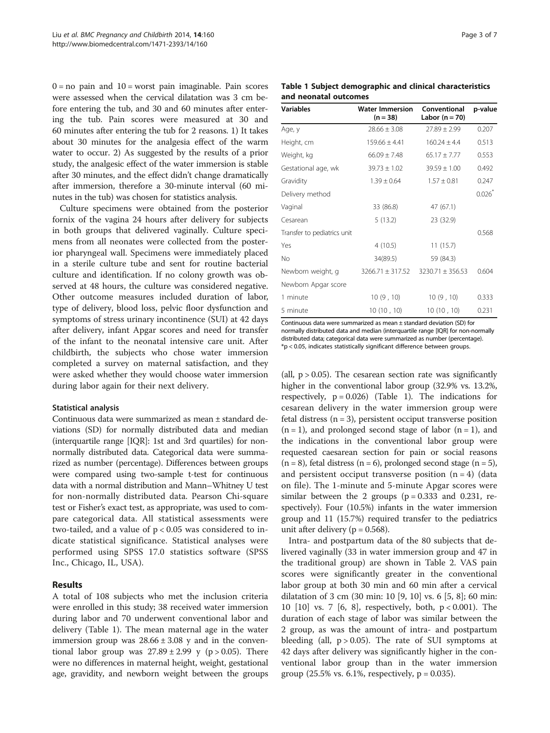0 = no pain and 10 = worst pain imaginable. Pain scores were assessed when the cervical dilatation was 3 cm before entering the tub, and 30 and 60 minutes after entering the tub. Pain scores were measured at 30 and 60 minutes after entering the tub for 2 reasons. 1) It takes about 30 minutes for the analgesia effect of the warm water to occur. 2) As suggested by the results of a prior study, the analgesic effect of the water immersion is stable after 30 minutes, and the effect didn't change dramatically after immersion, therefore a 30-minute interval (60 minutes in the tub) was chosen for statistics analysis.

Culture specimens were obtained from the posterior fornix of the vagina 24 hours after delivery for subjects in both groups that delivered vaginally. Culture specimens from all neonates were collected from the posterior pharyngeal wall. Specimens were immediately placed in a sterile culture tube and sent for routine bacterial culture and identification. If no colony growth was observed at 48 hours, the culture was considered negative. Other outcome measures included duration of labor, type of delivery, blood loss, pelvic floor dysfunction and symptoms of stress urinary incontinence (SUI) at 42 days after delivery, infant Apgar scores and need for transfer of the infant to the neonatal intensive care unit. After childbirth, the subjects who chose water immersion completed a survey on maternal satisfaction, and they were asked whether they would choose water immersion during labor again for their next delivery.

### Statistical analysis

Continuous data were summarized as mean ± standard deviations (SD) for normally distributed data and median (interquartile range [IQR]: 1st and 3rd quartiles) for non-normally distributed data. Categorical data were summarized as number (percentage). Differences between groups were compared using two-sample t-test for continuous data with a normal distribution and Mann–Whitney U test for non-normally distributed data. Pearson Chi-square test or Fisher's exact test, as appropriate, was used to compare categorical data. All statistical assessments were two-tailed, and a value of $p < 0.05$ was considered to indicate statistical significance. Statistical analyses were performed using SPSS 17.0 statistics software (SPSS Inc., Chicago, IL, USA).

## Results

A total of 108 subjects who met the inclusion criteria were enrolled in this study; 38 received water immersion during labor and 70 underwent conventional labor and delivery (Table 1). The mean maternal age in the water immersion group was 28.66 ± 3.08 y and in the conventional labor group was 27.89 ± 2.99 y ($p > 0.05$). There were no differences in maternal height, weight, gestational age, gravidity, and newborn weight between the groups (all, $p > 0.05$). The cesarean section rate was significantly higher in the conventional labor group (32.9% vs. 13.2%, respectively, $p = 0.026$) (Table 1). The indications for cesarean delivery in the water immersion group were fetal distress (n = 3), persistent occiput transverse position (n = 1), and prolonged second stage of labor (n = 1), and the indications in the conventional labor group were requested caesarean section for pain or social reasons (n = 8), fetal distress (n = 6), prolonged second stage (n = 5), and persistent occiput transverse position (n = 4) (data on file). The 1-minute and 5-minute Apgar scores were similar between the 2 groups ($p = 0.333$ and 0.231, respectively). Four (10.5%) infants in the water immersion group and 11 (15.7%) required transfer to the pediatrics unit after delivery ($p = 0.568$).

Intra- and postpartum data of the 80 subjects that delivered vaginally (33 in water immersion group and 47 in the traditional group) are shown in Table 2. VAS pain scores were significantly greater in the conventional labor group at both 30 min and 60 min after a cervical dilatation of 3 cm (30 min: 10 [9, 10] vs. 6 [5, 8]; 60 min: 10 [10] vs. 7 [6, 8], respectively, both, $p < 0.001$). The duration of each stage of labor was similar between the 2 group, as was the amount of intra- and postpartum bleeding (all, $p > 0.05$). The rate of SUI symptoms at 42 days after delivery was significantly higher in the conventional labor group than in the water immersion group (25.5% vs. 6.1%, respectively, $p = 0.035$).

**Table 1 Subject demographic and clinical characteristics and neonatal outcomes**

| Variables | Water Immersion (n = 38) | Conventional Labor (n = 70) | p-value |
|---|---|---|---|
| Age, y | 28.66 ± 3.08 | 27.89 ± 2.99 | 0.207 |
| Height, cm | 159.66 ± 4.41 | 160.24 ± 4.4 | 0.513 |
| Weight, kg | 66.09 ± 7.48 | 65.17 ± 7.77 | 0.553 |
| Gestational age, wk | 39.73 ± 1.02 | 39.59 ± 1.00 | 0.492 |
| Gravidity | 1.39 ± 0.64 | 1.57 ± 0.81 | 0.247 |
| Delivery method | | | 0.026* |
| Vaginal | 33 (86.8) | 47 (67.1) | |
| Cesarean | 5 (13.2) | 23 (32.9) | |
| Transfer to pediatrics unit | | | 0.568 |
| Yes | 4 (10.5) | 11 (15.7) | |
| No | 34(89.5) | 59 (84.3) | |
| Newborn weight, g | 3266.71 ± 317.52 | 3230.71 ± 356.53 | 0.604 |
| Newborn Apgar score | | | |
| 1 minute | 10 (9 , 10) | 10 (9 , 10) | 0.333 |
| 5 minute | 10 (10 , 10) | 10 (10 , 10) | 0.231 |

Continuous data were summarized as mean ± standard deviation (SD) for normally distributed data and median (interquartile range [IQR] for non-normally distributed data; categorical data were summarized as number (percentage).
*$p < 0.05$, indicates statistically significant difference between groups.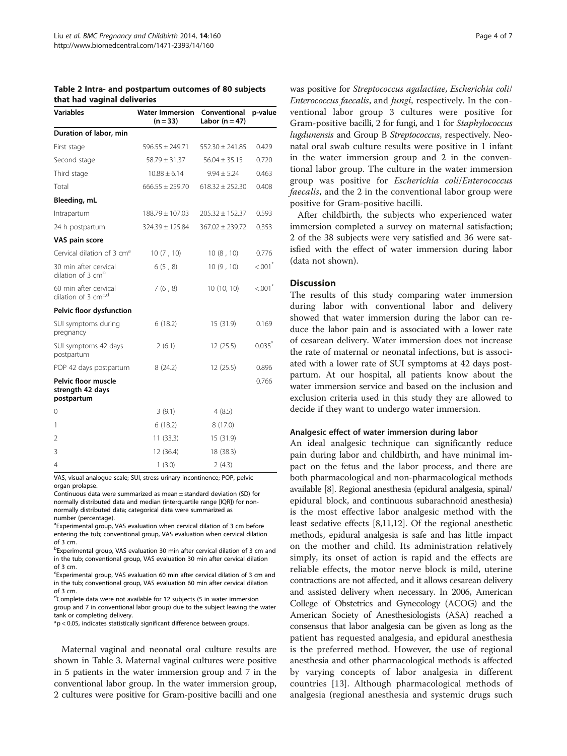**Table 2 Intra- and postpartum outcomes of 80 subjects that had vaginal deliveries**

| Variables | Water Immersion (n = 33) | Conventional Labor (n = 47) | p-value |
|---|---|---|---|
| **Duration of labor, min** | | | |
| First stage | 596.55 ± 249.71 | 552.30 ± 241.85 | 0.429 |
| Second stage | 58.79 ± 31.37 | 56.04 ± 35.15 | 0.720 |
| Third stage | 10.88 ± 6.14 | 9.94 ± 5.24 | 0.463 |
| Total | 666.55 ± 259.70 | 618.32 ± 252.30 | 0.408 |
| **Bleeding, mL** | | | |
| Intrapartum | 188.79 ± 107.03 | 205.32 ± 152.37 | 0.593 |
| 24 h postpartum | 324.39 ± 125.84 | 367.02 ± 239.72 | 0.353 |
| **VAS pain score** | | | |
| Cervical dilation of 3 cm[a] | 10 (7 , 10) | 10 (8 , 10) | 0.776 |
| 30 min after cervical dilation of 3 cm[b] | 6 (5 , 8) | 10 (9 , 10) | <.001* |
| 60 min after cervical dilation of 3 cm[c,d] | 7 (6 , 8) | 10 (10, 10) | <.001* |
| **Pelvic floor dysfunction** | | | |
| SUI symptoms during pregnancy | 6 (18.2) | 15 (31.9) | 0.169 |
| SUI symptoms 42 days postpartum | 2 (6.1) | 12 (25.5) | 0.035* |
| POP 42 days postpartum | 8 (24.2) | 12 (25.5) | 0.896 |
| **Pelvic floor muscle strength 42 days postpartum** | | | 0.766 |
| 0 | 3 (9.1) | 4 (8.5) | |
| 1 | 6 (18.2) | 8 (17.0) | |
| 2 | 11 (33.3) | 15 (31.9) | |
| 3 | 12 (36.4) | 18 (38.3) | |
| 4 | 1 (3.0) | 2 (4.3) | |

VAS, visual analogue scale; SUI, stress urinary incontinence; POP, pelvic organ prolapse.
Continuous data were summarized as mean ± standard deviation (SD) for normally distributed data and median (interquartile range [IQR]) for non-normally distributed data; categorical data were summarized as number (percentage).
[a]Experimental group, VAS evaluation when cervical dilation of 3 cm before entering the tub; conventional group, VAS evaluation when cervical dilation of 3 cm.
[b]Experimental group, VAS evaluation 30 min after cervical dilation of 3 cm and in the tub; conventional group, VAS evaluation 30 min after cervical dilation of 3 cm.
[c]Experimental group, VAS evaluation 60 min after cervical dilation of 3 cm and in the tub; conventional group, VAS evaluation 60 min after cervical dilation of 3 cm.
[d]Complete data were not available for 12 subjects (5 in water immersion group and 7 in conventional labor group) due to the subject leaving the water tank or completing delivery.
*p < 0.05, indicates statistically significant difference between groups.

Maternal vaginal and neonatal oral culture results are shown in Table 3. Maternal vaginal cultures were positive in 5 patients in the water immersion group and 7 in the conventional labor group. In the water immersion group, 2 cultures were positive for Gram-positive bacilli and one was positive for *Streptococcus agalactiae*, *Escherichia coli*/*Enterococcus faecalis*, and *fungi*, respectively. In the conventional labor group 3 cultures were positive for Gram-positive bacilli, 2 for fungi, and 1 for *Staphylococcus lugdunensis* and Group B *Streptococcus*, respectively. Neonatal oral swab culture results were positive in 1 infant in the water immersion group and 2 in the conventional labor group. The culture in the water immersion group was positive for *Escherichia coli*/*Enterococcus faecalis*, and the 2 in the conventional labor group were positive for Gram-positive bacilli.

After childbirth, the subjects who experienced water immersion completed a survey on maternal satisfaction; 2 of the 38 subjects were very satisfied and 36 were satisfied with the effect of water immersion during labor (data not shown).

## Discussion

The results of this study comparing water immersion during labor with conventional labor and delivery showed that water immersion during the labor can reduce the labor pain and is associated with a lower rate of cesarean delivery. Water immersion does not increase the rate of maternal or neonatal infections, but is associated with a lower rate of SUI symptoms at 42 days postpartum. At our hospital, all patients know about the water immersion service and based on the inclusion and exclusion criteria used in this study they are allowed to decide if they want to undergo water immersion.

### Analgesic effect of water immersion during labor

An ideal analgesic technique can significantly reduce pain during labor and childbirth, and have minimal impact on the fetus and the labor process, and there are both pharmacological and non-pharmacological methods available [8]. Regional anesthesia (epidural analgesia, spinal/epidural block, and continuous subarachnoid anesthesia) is the most effective labor analgesic method with the least sedative effects [8,11,12]. Of the regional anesthetic methods, epidural analgesia is safe and has little impact on the mother and child. Its administration relatively simply, its onset of action is rapid and the effects are reliable effects, the motor nerve block is mild, uterine contractions are not affected, and it allows cesarean delivery and assisted delivery when necessary. In 2006, American College of Obstetrics and Gynecology (ACOG) and the American Society of Anesthesiologists (ASA) reached a consensus that labor analgesia can be given as long as the patient has requested analgesia, and epidural anesthesia is the preferred method. However, the use of regional anesthesia and other pharmacological methods is affected by varying concepts of labor analgesia in different countries [13]. Although pharmacological methods of analgesia (regional anesthesia and systemic drugs such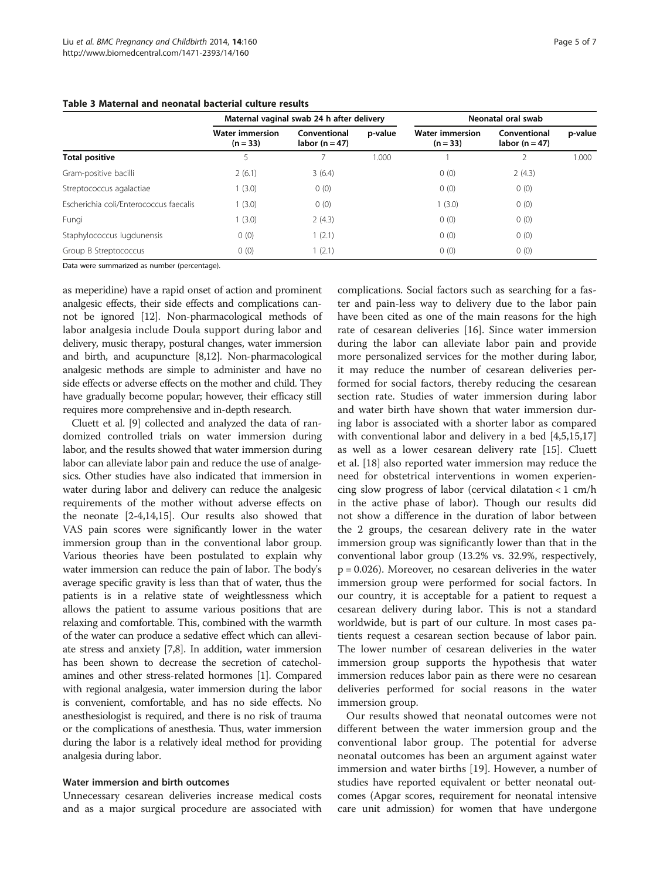**Table 3 Maternal and neonatal bacterial culture results**

| | Maternal vaginal swab 24 h after delivery | | | Neonatal oral swab | | |
|---|---|---|---|---|---|---|
| | Water immersion (n = 33) | Conventional labor (n = 47) | p-value | Water immersion (n = 33) | Conventional labor (n = 47) | p-value |
| **Total positive** | 5 | 7 | 1.000 | 1 | 2 | 1.000 |
| Gram-positive bacilli | 2 (6.1) | 3 (6.4) | | 0 (0) | 2 (4.3) | |
| Streptococcus agalactiae | 1 (3.0) | 0 (0) | | 0 (0) | 0 (0) | |
| Escherichia coli/Enterococcus faecalis | 1 (3.0) | 0 (0) | | 1 (3.0) | 0 (0) | |
| Fungi | 1 (3.0) | 2 (4.3) | | 0 (0) | 0 (0) | |
| Staphylococcus lugdunensis | 0 (0) | 1 (2.1) | | 0 (0) | 0 (0) | |
| Group B Streptococcus | 0 (0) | 1 (2.1) | | 0 (0) | 0 (0) | |

Data were summarized as number (percentage).

as meperidine) have a rapid onset of action and prominent analgesic effects, their side effects and complications cannot be ignored [12]. Non-pharmacological methods of labor analgesia include Doula support during labor and delivery, music therapy, postural changes, water immersion and birth, and acupuncture [8,12]. Non-pharmacological analgesic methods are simple to administer and have no side effects or adverse effects on the mother and child. They have gradually become popular; however, their efficacy still requires more comprehensive and in-depth research.

Cluett et al. [9] collected and analyzed the data of randomized controlled trials on water immersion during labor, and the results showed that water immersion during labor can alleviate labor pain and reduce the use of analgesics. Other studies have also indicated that immersion in water during labor and delivery can reduce the analgesic requirements of the mother without adverse effects on the neonate [2-4,14,15]. Our results also showed that VAS pain scores were significantly lower in the water immersion group than in the conventional labor group. Various theories have been postulated to explain why water immersion can reduce the pain of labor. The body's average specific gravity is less than that of water, thus the patients is in a relative state of weightlessness which allows the patient to assume various positions that are relaxing and comfortable. This, combined with the warmth of the water can produce a sedative effect which can alleviate stress and anxiety [7,8]. In addition, water immersion has been shown to decrease the secretion of catecholamines and other stress-related hormones [1]. Compared with regional analgesia, water immersion during the labor is convenient, comfortable, and has no side effects. No anesthesiologist is required, and there is no risk of trauma or the complications of anesthesia. Thus, water immersion during the labor is a relatively ideal method for providing analgesia during labor.

### Water immersion and birth outcomes

Unnecessary cesarean deliveries increase medical costs and as a major surgical procedure are associated with complications. Social factors such as searching for a faster and pain-less way to delivery due to the labor pain have been cited as one of the main reasons for the high rate of cesarean deliveries [16]. Since water immersion during the labor can alleviate labor pain and provide more personalized services for the mother during labor, it may reduce the number of cesarean deliveries performed for social factors, thereby reducing the cesarean section rate. Studies of water immersion during labor and water birth have shown that water immersion during labor is associated with a shorter labor as compared with conventional labor and delivery in a bed [4,5,15,17] as well as a lower cesarean delivery rate [15]. Cluett et al. [18] also reported water immersion may reduce the need for obstetrical interventions in women experiencing slow progress of labor (cervical dilatation < 1 cm/h in the active phase of labor). Though our results did not show a difference in the duration of labor between the 2 groups, the cesarean delivery rate in the water immersion group was significantly lower than that in the conventional labor group (13.2% vs. 32.9%, respectively, $p = 0.026$). Moreover, no cesarean deliveries in the water immersion group were performed for social factors. In our country, it is acceptable for a patient to request a cesarean delivery during labor. This is not a standard worldwide, but is part of our culture. In most cases patients request a cesarean section because of labor pain. The lower number of cesarean deliveries in the water immersion group supports the hypothesis that water immersion reduces labor pain as there were no cesarean deliveries performed for social reasons in the water immersion group.

Our results showed that neonatal outcomes were not different between the water immersion group and the conventional labor group. The potential for adverse neonatal outcomes has been an argument against water immersion and water births [19]. However, a number of studies have reported equivalent or better neonatal outcomes (Apgar scores, requirement for neonatal intensive care unit admission) for women that have undergone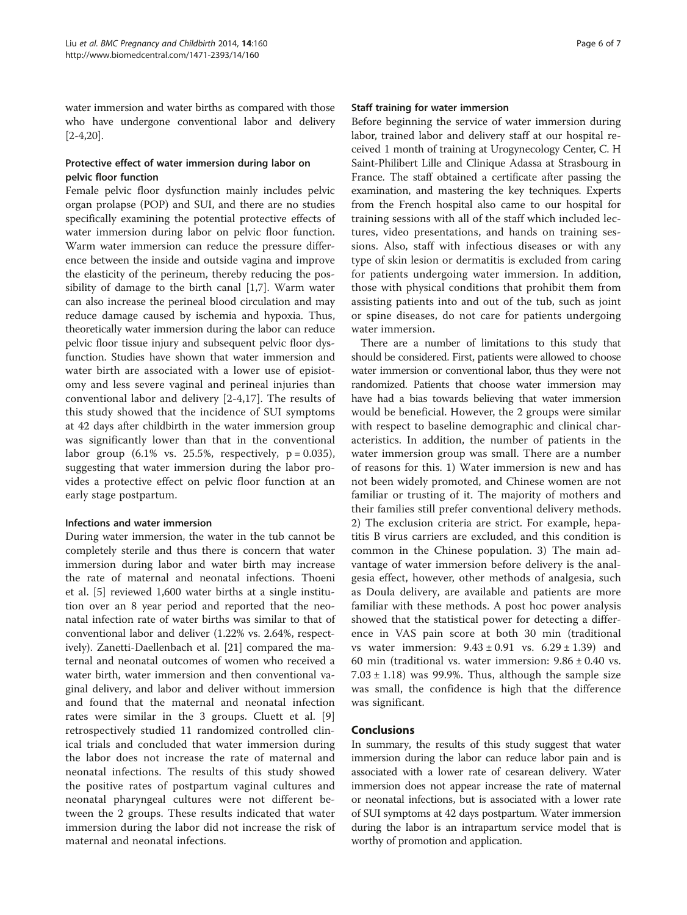water immersion and water births as compared with those who have undergone conventional labor and delivery [2-4,20].

### Protective effect of water immersion during labor on pelvic floor function

Female pelvic floor dysfunction mainly includes pelvic organ prolapse (POP) and SUI, and there are no studies specifically examining the potential protective effects of water immersion during labor on pelvic floor function. Warm water immersion can reduce the pressure difference between the inside and outside vagina and improve the elasticity of the perineum, thereby reducing the possibility of damage to the birth canal [1,7]. Warm water can also increase the perineal blood circulation and may reduce damage caused by ischemia and hypoxia. Thus, theoretically water immersion during the labor can reduce pelvic floor tissue injury and subsequent pelvic floor dysfunction. Studies have shown that water immersion and water birth are associated with a lower use of episiotomy and less severe vaginal and perineal injuries than conventional labor and delivery [2-4,17]. The results of this study showed that the incidence of SUI symptoms at 42 days after childbirth in the water immersion group was significantly lower than that in the conventional labor group (6.1% vs. 25.5%, respectively, $p = 0.035$), suggesting that water immersion during the labor provides a protective effect on pelvic floor function at an early stage postpartum.

### Infections and water immersion

During water immersion, the water in the tub cannot be completely sterile and thus there is concern that water immersion during labor and water birth may increase the rate of maternal and neonatal infections. Thoeni et al. [5] reviewed 1,600 water births at a single institution over an 8 year period and reported that the neonatal infection rate of water births was similar to that of conventional labor and deliver (1.22% vs. 2.64%, respectively). Zanetti-Daellenbach et al. [21] compared the maternal and neonatal outcomes of women who received a water birth, water immersion and then conventional vaginal delivery, and labor and deliver without immersion and found that the maternal and neonatal infection rates were similar in the 3 groups. Cluett et al. [9] retrospectively studied 11 randomized controlled clinical trials and concluded that water immersion during the labor does not increase the rate of maternal and neonatal infections. The results of this study showed the positive rates of postpartum vaginal cultures and neonatal pharyngeal cultures were not different between the 2 groups. These results indicated that water immersion during the labor did not increase the risk of maternal and neonatal infections.

### Staff training for water immersion

Before beginning the service of water immersion during labor, trained labor and delivery staff at our hospital received 1 month of training at Urogynecology Center, C. H Saint-Philibert Lille and Clinique Adassa at Strasbourg in France. The staff obtained a certificate after passing the examination, and mastering the key techniques. Experts from the French hospital also came to our hospital for training sessions with all of the staff which included lectures, video presentations, and hands on training sessions. Also, staff with infectious diseases or with any type of skin lesion or dermatitis is excluded from caring for patients undergoing water immersion. In addition, those with physical conditions that prohibit them from assisting patients into and out of the tub, such as joint or spine diseases, do not care for patients undergoing water immersion.

There are a number of limitations to this study that should be considered. First, patients were allowed to choose water immersion or conventional labor, thus they were not randomized. Patients that choose water immersion may have had a bias towards believing that water immersion would be beneficial. However, the 2 groups were similar with respect to baseline demographic and clinical characteristics. In addition, the number of patients in the water immersion group was small. There are a number of reasons for this. 1) Water immersion is new and has not been widely promoted, and Chinese women are not familiar or trusting of it. The majority of mothers and their families still prefer conventional delivery methods. 2) The exclusion criteria are strict. For example, hepatitis B virus carriers are excluded, and this condition is common in the Chinese population. 3) The main advantage of water immersion before delivery is the analgesia effect, however, other methods of analgesia, such as Doula delivery, are available and patients are more familiar with these methods. A post hoc power analysis showed that the statistical power for detecting a difference in VAS pain score at both 30 min (traditional vs water immersion: $9.43 \pm 0.91$ vs. $6.29 \pm 1.39$) and 60 min (traditional vs. water immersion: $9.86 \pm 0.40$ vs. $7.03 \pm 1.18$) was 99.9%. Thus, although the sample size was small, the confidence is high that the difference was significant.

## Conclusions

In summary, the results of this study suggest that water immersion during the labor can reduce labor pain and is associated with a lower rate of cesarean delivery. Water immersion does not appear increase the rate of maternal or neonatal infections, but is associated with a lower rate of SUI symptoms at 42 days postpartum. Water immersion during the labor is an intrapartum service model that is worthy of promotion and application.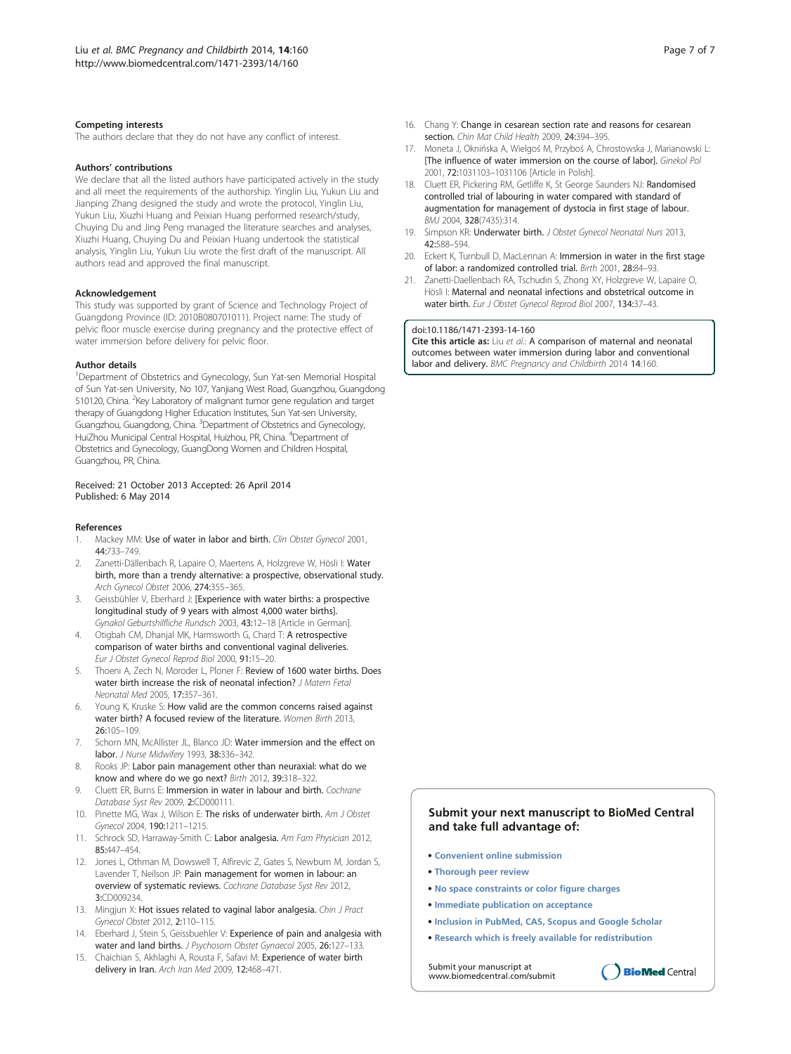### Competing interests

The authors declare that they do not have any conflict of interest.

### Authors' contributions

We declare that all the listed authors have participated actively in the study and all meet the requirements of the authorship. Yinglin Liu, Yukun Liu and Jianping Zhang designed the study and wrote the protocol, Yinglin Liu, Yukun Liu, Xiuzhi Huang and Peixian Huang performed research/study, Chuying Du and Jing Peng managed the literature searches and analyses, Xiuzhi Huang, Chuying Du and Peixian Huang undertook the statistical analysis, Yinglin Liu, Yukun Liu wrote the first draft of the manuscript. All authors read and approved the final manuscript.

### Acknowledgement

This study was supported by grant of Science and Technology Project of Guangdong Province (ID: 2010B080701011). Project name: The study of pelvic floor muscle exercise during pregnancy and the protective effect of water immersion before delivery for pelvic floor.

### Author details

[1]Department of Obstetrics and Gynecology, Sun Yat-sen Memorial Hospital of Sun Yat-sen University, No 107, Yanjiang West Road, Guangzhou, Guangdong 510120, China. [2]Key Laboratory of malignant tumor gene regulation and target therapy of Guangdong Higher Education Institutes, Sun Yat-sen University, Guangzhou, Guangdong, China. [3]Department of Obstetrics and Gynecology, HuiZhou Municipal Central Hospital, Huizhou, PR, China. [4]Department of Obstetrics and Gynecology, GuangDong Women and Children Hospital, Guangzhou, PR, China.

Received: 21 October 2013 Accepted: 26 April 2014
Published: 6 May 2014

### References

1. Mackey MM: **Use of water in labor and birth.** *Clin Obstet Gynecol* 2001, **44:**733–749.
2. Zanetti-Dällenbach R, Lapaire O, Maertens A, Holzgreve W, Hösli I: **Water birth, more than a trendy alternative: a prospective, observational study.** *Arch Gynecol Obstet* 2006, **274:**355–365.
3. Geissbühler V, Eberhard J: **[Experience with water births: a prospective longitudinal study of 9 years with almost 4,000 water births].** *Gynakol Geburtshilfliche Rundsch* 2003, **43:**12–18 [Article in German].
4. Otigbah CM, Dhanjal MK, Harmsworth G, Chard T: **A retrospective comparison of water births and conventional vaginal deliveries.** *Eur J Obstet Gynecol Reprod Biol* 2000, **91:**15–20.
5. Thoeni A, Zech N, Moroder L, Ploner F: **Review of 1600 water births. Does water birth increase the risk of neonatal infection?** *J Matern Fetal Neonatal Med* 2005, **17:**357–361.
6. Young K, Kruske S: **How valid are the common concerns raised against water birth? A focused review of the literature.** *Women Birth* 2013, **26:**105–109.
7. Schorn MN, McAllister JL, Blanco JD: **Water immersion and the effect on labor.** *J Nurse Midwifery* 1993, **38:**336–342.
8. Rooks JP: **Labor pain management other than neuraxial: what do we know and where do we go next?** *Birth* 2012, **39:**318–322.
9. Cluett ER, Burns E: **Immersion in water in labour and birth.** *Cochrane Database Syst Rev* 2009, **2:**CD000111.
10. Pinette MG, Wax J, Wilson E: **The risks of underwater birth.** *Am J Obstet Gynecol* 2004, **190:**1211–1215.
11. Schrock SD, Harraway-Smith C: **Labor analgesia.** *Am Fam Physician* 2012, **85:**447–454.
12. Jones L, Othman M, Dowswell T, Alfirevic Z, Gates S, Newburn M, Jordan S, Lavender T, Neilson JP: **Pain management for women in labour: an overview of systematic reviews.** *Cochrane Database Syst Rev* 2012, **3:**CD009234.
13. Mingjun X: **Hot issues related to vaginal labor analgesia.** *Chin J Pract Gynecol Obstet* 2012, **2:**110–115.
14. Eberhard J, Stein S, Geissbuehler V: **Experience of pain and analgesia with water and land births.** *J Psychosom Obstet Gynaecol* 2005, **26:**127–133.
15. Chaichian S, Akhlaghi A, Rousta F, Safavi M: **Experience of water birth delivery in Iran.** *Arch Iran Med* 2009, **12:**468–471.
16. Chang Y: **Change in cesarean section rate and reasons for cesarean section.** *Chin Mat Child Health* 2009, **24:**394–395.
17. Moneta J, Oknińska A, Wielgoś M, Przyboś A, Chrostowska J, Marianowski L: **[The influence of water immersion on the course of labor].** *Ginekol Pol* 2001, **72:**1031103–1031106 [Article in Polish].
18. Cluett ER, Pickering RM, Getliffe K, St George Saunders NJ: **Randomised controlled trial of labouring in water compared with standard of augmentation for management of dystocia in first stage of labour.** *BMJ* 2004, **328**(7435):314.
19. Simpson KR: **Underwater birth.** *J Obstet Gynecol Neonatal Nurs* 2013, **42:**588–594.
20. Eckert K, Turnbull D, MacLennan A: **Immersion in water in the first stage of labor: a randomized controlled trial.** *Birth* 2001, **28:**84–93.
21. Zanetti-Daellenbach RA, Tschudin S, Zhong XY, Holzgreve W, Lapaire O, Hösli I: **Maternal and neonatal infections and obstetrical outcome in water birth.** *Eur J Obstet Gynecol Reprod Biol* 2007, **134:**37–43.

doi:10.1186/1471-2393-14-160
**Cite this article as:** Liu *et al.*: A comparison of maternal and neonatal outcomes between water immersion during labor and conventional labor and delivery. *BMC Pregnancy and Childbirth* 2014 **14**:160.

**Submit your next manuscript to BioMed Central and take full advantage of:**

- **Convenient online submission**
- **Thorough peer review**
- **No space constraints or color figure charges**
- **Immediate publication on acceptance**
- **Inclusion in PubMed, CAS, Scopus and Google Scholar**
- **Research which is freely available for redistribution**

Submit your manuscript at www.biomedcentral.com/submit

BioMed Central